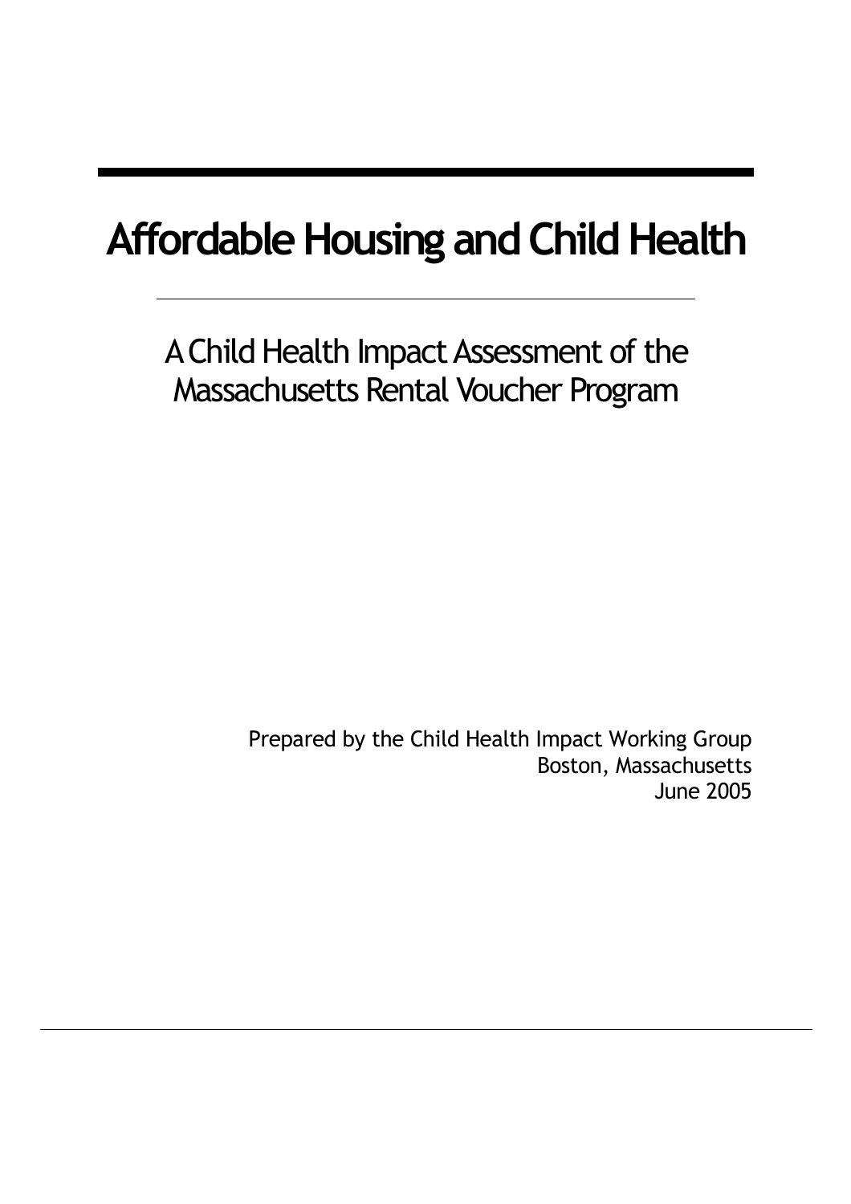# Affordable Housing and Child Health

## A Child Health Impact Assessment of the Massachusetts Rental Voucher Program

Prepared by the Child Health Impact Working Group
Boston, Massachusetts
June 2005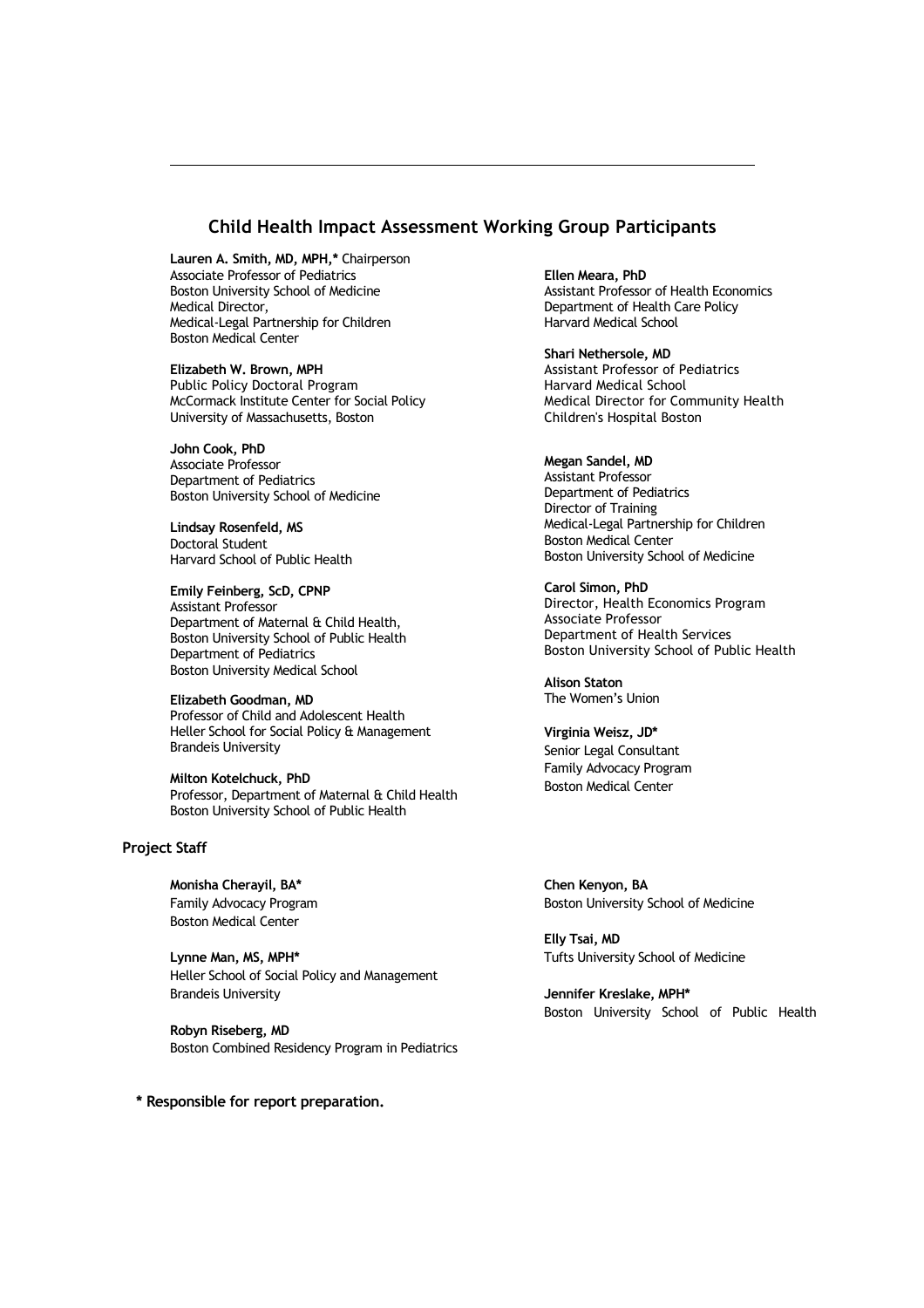## Child Health Impact Assessment Working Group Participants

**Lauren A. Smith, MD, MPH,*** Chairperson
Associate Professor of Pediatrics
Boston University School of Medicine
Medical Director,
Medical-Legal Partnership for Children
Boston Medical Center

**Elizabeth W. Brown, MPH**
Public Policy Doctoral Program
McCormack Institute Center for Social Policy
University of Massachusetts, Boston

**John Cook, PhD**
Associate Professor
Department of Pediatrics
Boston University School of Medicine

**Lindsay Rosenfeld, MS**
Doctoral Student
Harvard School of Public Health

**Emily Feinberg, ScD, CPNP**
Assistant Professor
Department of Maternal & Child Health,
Boston University School of Public Health
Department of Pediatrics
Boston University Medical School

**Elizabeth Goodman, MD**
Professor of Child and Adolescent Health
Heller School for Social Policy & Management
Brandeis University

**Milton Kotelchuck, PhD**
Professor, Department of Maternal & Child Health
Boston University School of Public Health

**Ellen Meara, PhD**
Assistant Professor of Health Economics
Department of Health Care Policy
Harvard Medical School

**Shari Nethersole, MD**
Assistant Professor of Pediatrics
Harvard Medical School
Medical Director for Community Health
Children's Hospital Boston

**Megan Sandel, MD**
Assistant Professor
Department of Pediatrics
Director of Training
Medical-Legal Partnership for Children
Boston Medical Center
Boston University School of Medicine

**Carol Simon, PhD**
Director, Health Economics Program
Associate Professor
Department of Health Services
Boston University School of Public Health

**Alison Staton**
The Women's Union

**Virginia Weisz, JD***
Senior Legal Consultant
Family Advocacy Program
Boston Medical Center

### Project Staff

**Monisha Cherayil, BA***
Family Advocacy Program
Boston Medical Center

**Lynne Man, MS, MPH***
Heller School of Social Policy and Management
Brandeis University

**Robyn Riseberg, MD**
Boston Combined Residency Program in Pediatrics

**Chen Kenyon, BA**
Boston University School of Medicine

**Elly Tsai, MD**
Tufts University School of Medicine

**Jennifer Kreslake, MPH***
Boston University School of Public Health

**\* Responsible for report preparation.**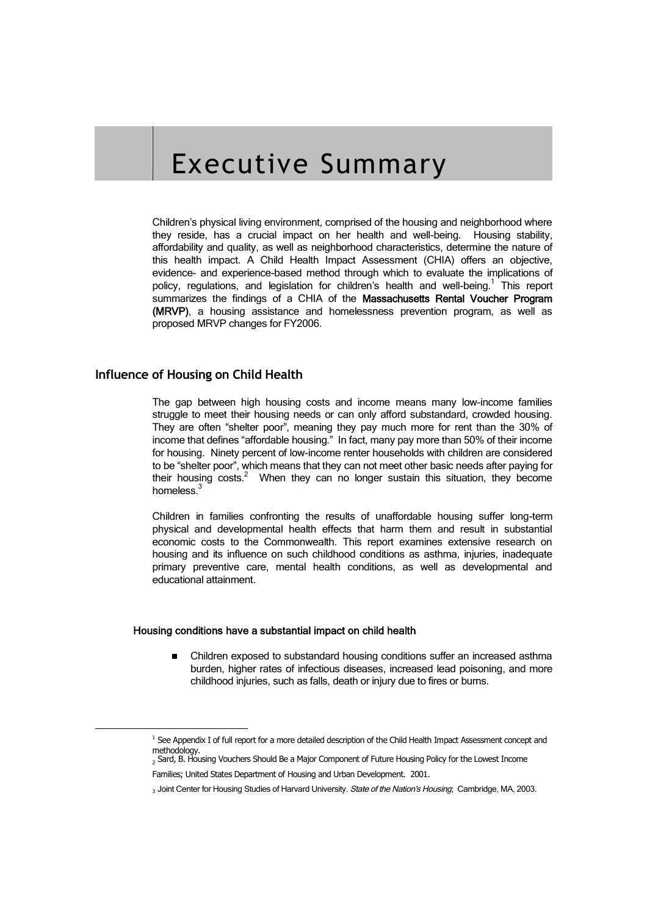# Executive Summary

Children's physical living environment, comprised of the housing and neighborhood where they reside, has a crucial impact on her health and well-being. Housing stability, affordability and quality, as well as neighborhood characteristics, determine the nature of this health impact. A Child Health Impact Assessment (CHIA) offers an objective, evidence- and experience-based method through which to evaluate the implications of policy, regulations, and legislation for children's health and well-being.[1] This report summarizes the findings of a CHIA of the **Massachusetts Rental Voucher Program (MRVP)**, a housing assistance and homelessness prevention program, as well as proposed MRVP changes for FY2006.

## Influence of Housing on Child Health

The gap between high housing costs and income means many low-income families struggle to meet their housing needs or can only afford substandard, crowded housing. They are often "shelter poor", meaning they pay much more for rent than the 30% of income that defines "affordable housing." In fact, many pay more than 50% of their income for housing. Ninety percent of low-income renter households with children are considered to be "shelter poor", which means that they can not meet other basic needs after paying for their housing costs.[2] When they can no longer sustain this situation, they become homeless.[3]

Children in families confronting the results of unaffordable housing suffer long-term physical and developmental health effects that harm them and result in substantial economic costs to the Commonwealth. This report examines extensive research on housing and its influence on such childhood conditions as asthma, injuries, inadequate primary preventive care, mental health conditions, as well as developmental and educational attainment.

### Housing conditions have a substantial impact on child health

- Children exposed to substandard housing conditions suffer an increased asthma burden, higher rates of infectious diseases, increased lead poisoning, and more childhood injuries, such as falls, death or injury due to fires or burns.

---

[1] See Appendix I of full report for a more detailed description of the Child Health Impact Assessment concept and methodology.

[2] Sard, B. Housing Vouchers Should Be a Major Component of Future Housing Policy for the Lowest Income Families; United States Department of Housing and Urban Development. 2001.

[3] Joint Center for Housing Studies of Harvard University. *State of the Nation's Housing*; Cambridge, MA, 2003.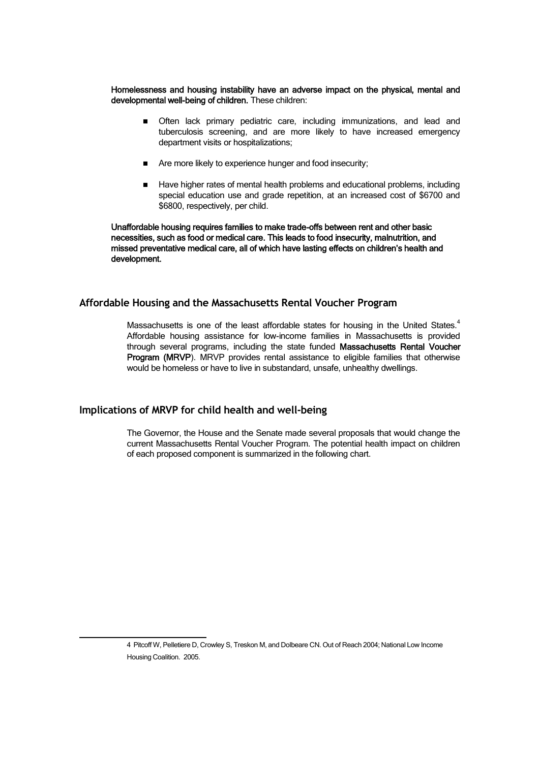**Homelessness and housing instability have an adverse impact on the physical, mental and developmental well-being of children.** These children:

- Often lack primary pediatric care, including immunizations, and lead and tuberculosis screening, and are more likely to have increased emergency department visits or hospitalizations;
- Are more likely to experience hunger and food insecurity;
- Have higher rates of mental health problems and educational problems, including special education use and grade repetition, at an increased cost of $6700 and $6800, respectively, per child.

**Unaffordable housing requires families to make trade-offs between rent and other basic necessities, such as food or medical care. This leads to food insecurity, malnutrition, and missed preventative medical care, all of which have lasting effects on children's health and development.**

## Affordable Housing and the Massachusetts Rental Voucher Program

Massachusetts is one of the least affordable states for housing in the United States.[4] Affordable housing assistance for low-income families in Massachusetts is provided through several programs, including the state funded **Massachusetts Rental Voucher Program (MRVP)**. MRVP provides rental assistance to eligible families that otherwise would be homeless or have to live in substandard, unsafe, unhealthy dwellings.

## Implications of MRVP for child health and well-being

The Governor, the House and the Senate made several proposals that would change the current Massachusetts Rental Voucher Program. The potential health impact on children of each proposed component is summarized in the following chart.

---

4 Pitcoff W, Pelletiere D, Crowley S, Treskon M, and Dolbeare CN. Out of Reach 2004; National Low Income Housing Coalition. 2005.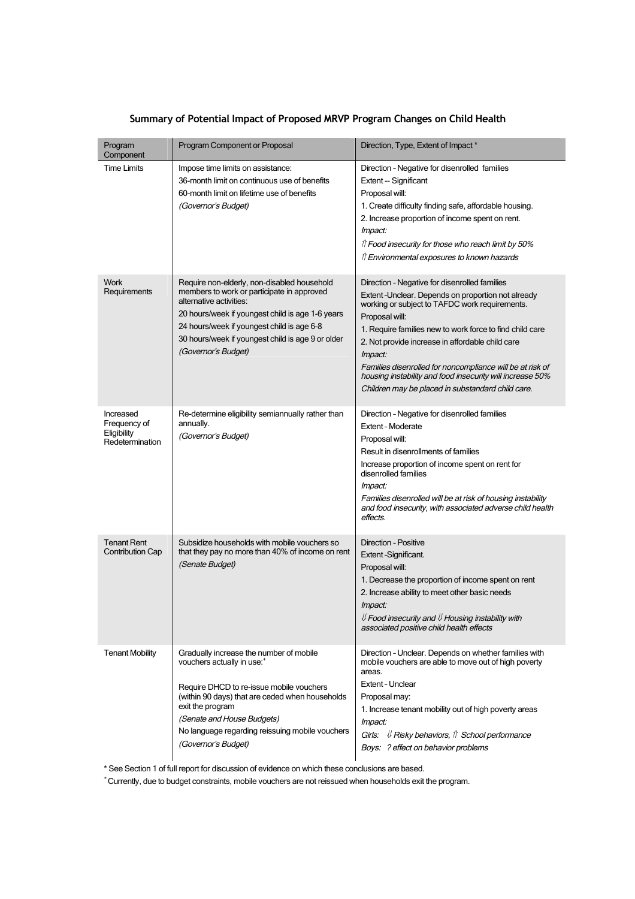## Summary of Potential Impact of Proposed MRVP Program Changes on Child Health

| Program Component | Program Component or Proposal | Direction, Type, Extent of Impact * |
|---|---|---|
| Time Limits | Impose time limits on assistance:<br>36-month limit on continuous use of benefits<br>60-month limit on lifetime use of benefits<br>*(Governor's Budget)* | Direction - Negative for disenrolled families<br>Extent -- Significant<br>Proposal will:<br>1. Create difficulty finding safe, affordable housing.<br>2. Increase proportion of income spent on rent.<br>*Impact:*<br>*⇑ Food insecurity for those who reach limit by 50%*<br>*⇑ Environmental exposures to known hazards* |
| Work Requirements | Require non-elderly, non-disabled household members to work or participate in approved alternative activities:<br>20 hours/week if youngest child is age 1-6 years<br>24 hours/week if youngest child is age 6-8<br>30 hours/week if youngest child is age 9 or older<br>*(Governor's Budget)* | Direction - Negative for disenrolled families<br>Extent -Unclear. Depends on proportion not already working or subject to TAFDC work requirements.<br>Proposal will:<br>1. Require families new to work force to find child care<br>2. Not provide increase in affordable child care<br>*Impact:*<br>*Families disenrolled for noncompliance will be at risk of housing instability and food insecurity will increase 50%*<br>*Children may be placed in substandard child care.* |
| Increased Frequency of Eligibility Redetermination | Re-determine eligibility semiannually rather than annually.<br>*(Governor's Budget)* | Direction - Negative for disenrolled families<br>Extent - Moderate<br>Proposal will:<br>Result in disenrollments of families<br>Increase proportion of income spent on rent for disenrolled families<br>*Impact:*<br>*Families disenrolled will be at risk of housing instability and food insecurity, with associated adverse child health effects.* |
| Tenant Rent Contribution Cap | Subsidize households with mobile vouchers so that they pay no more than 40% of income on rent<br>*(Senate Budget)* | Direction - Positive<br>Extent -Significant.<br>Proposal will:<br>1. Decrease the proportion of income spent on rent<br>2. Increase ability to meet other basic needs<br>*Impact:*<br>*⇓ Food insecurity and ⇓ Housing instability with associated positive child health effects* |
| Tenant Mobility | Gradually increase the number of mobile vouchers actually in use:[+]<br><br>Require DHCD to re-issue mobile vouchers (within 90 days) that are ceded when households exit the program<br>*(Senate and House Budgets)*<br>No language regarding reissuing mobile vouchers<br>*(Governor's Budget)* | Direction - Unclear. Depends on whether families with mobile vouchers are able to move out of high poverty areas.<br>Extent - Unclear<br>Proposal may:<br>1. Increase tenant mobility out of high poverty areas<br>*Impact:*<br>*Girls: ⇓ Risky behaviors, ⇑ School performance*<br>*Boys: ? effect on behavior problems* |

\* See Section 1 of full report for discussion of evidence on which these conclusions are based.

[+] Currently, due to budget constraints, mobile vouchers are not reissued when households exit the program.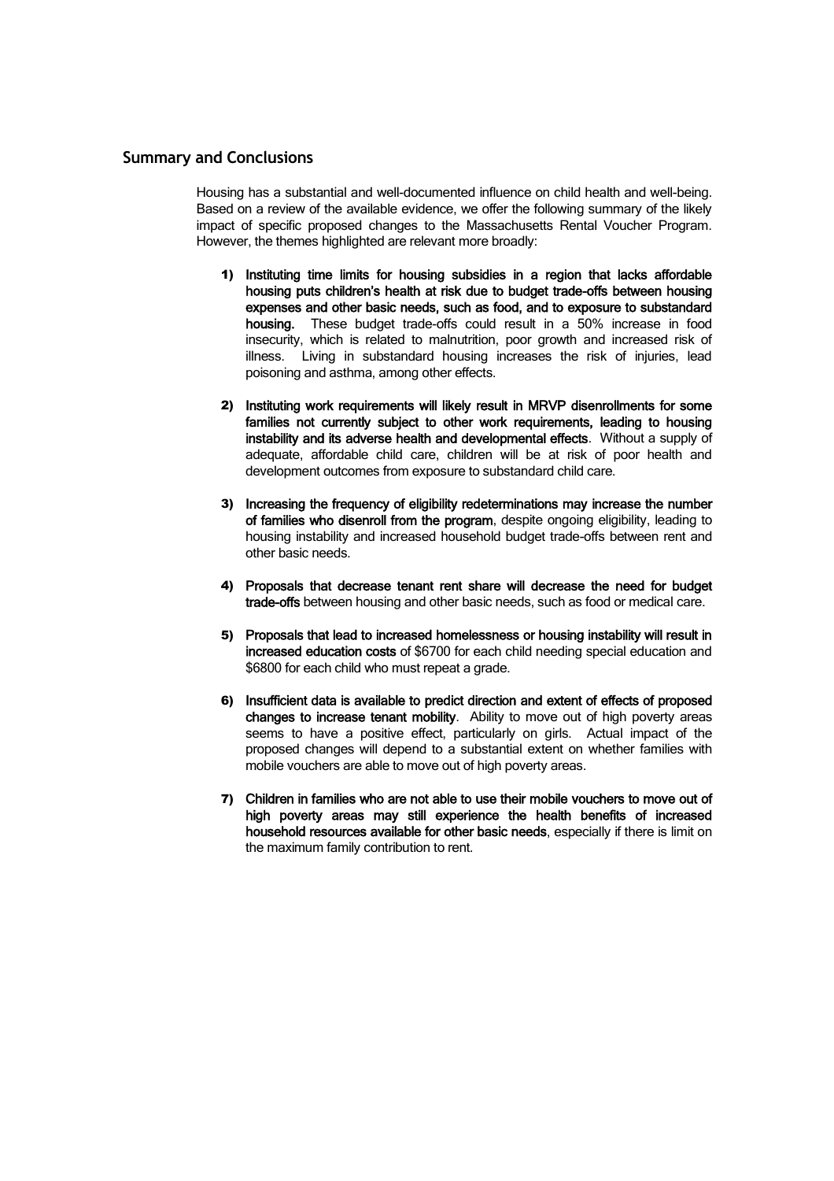## Summary and Conclusions

Housing has a substantial and well-documented influence on child health and well-being. Based on a review of the available evidence, we offer the following summary of the likely impact of specific proposed changes to the Massachusetts Rental Voucher Program. However, the themes highlighted are relevant more broadly:

1) **Instituting time limits for housing subsidies in a region that lacks affordable housing puts children's health at risk due to budget trade-offs between housing expenses and other basic needs, such as food, and to exposure to substandard housing.** These budget trade-offs could result in a 50% increase in food insecurity, which is related to malnutrition, poor growth and increased risk of illness. Living in substandard housing increases the risk of injuries, lead poisoning and asthma, among other effects.

2) **Instituting work requirements will likely result in MRVP disenrollments for some families not currently subject to other work requirements, leading to housing instability and its adverse health and developmental effects**. Without a supply of adequate, affordable child care, children will be at risk of poor health and development outcomes from exposure to substandard child care.

3) **Increasing the frequency of eligibility redeterminations may increase the number of families who disenroll from the program**, despite ongoing eligibility, leading to housing instability and increased household budget trade-offs between rent and other basic needs.

4) **Proposals that decrease tenant rent share will decrease the need for budget trade-offs** between housing and other basic needs, such as food or medical care.

5) **Proposals that lead to increased homelessness or housing instability will result in increased education costs** of $6700 for each child needing special education and $6800 for each child who must repeat a grade.

6) **Insufficient data is available to predict direction and extent of effects of proposed changes to increase tenant mobility**. Ability to move out of high poverty areas seems to have a positive effect, particularly on girls. Actual impact of the proposed changes will depend to a substantial extent on whether families with mobile vouchers are able to move out of high poverty areas.

7) **Children in families who are not able to use their mobile vouchers to move out of high poverty areas may still experience the health benefits of increased household resources available for other basic needs**, especially if there is limit on the maximum family contribution to rent.